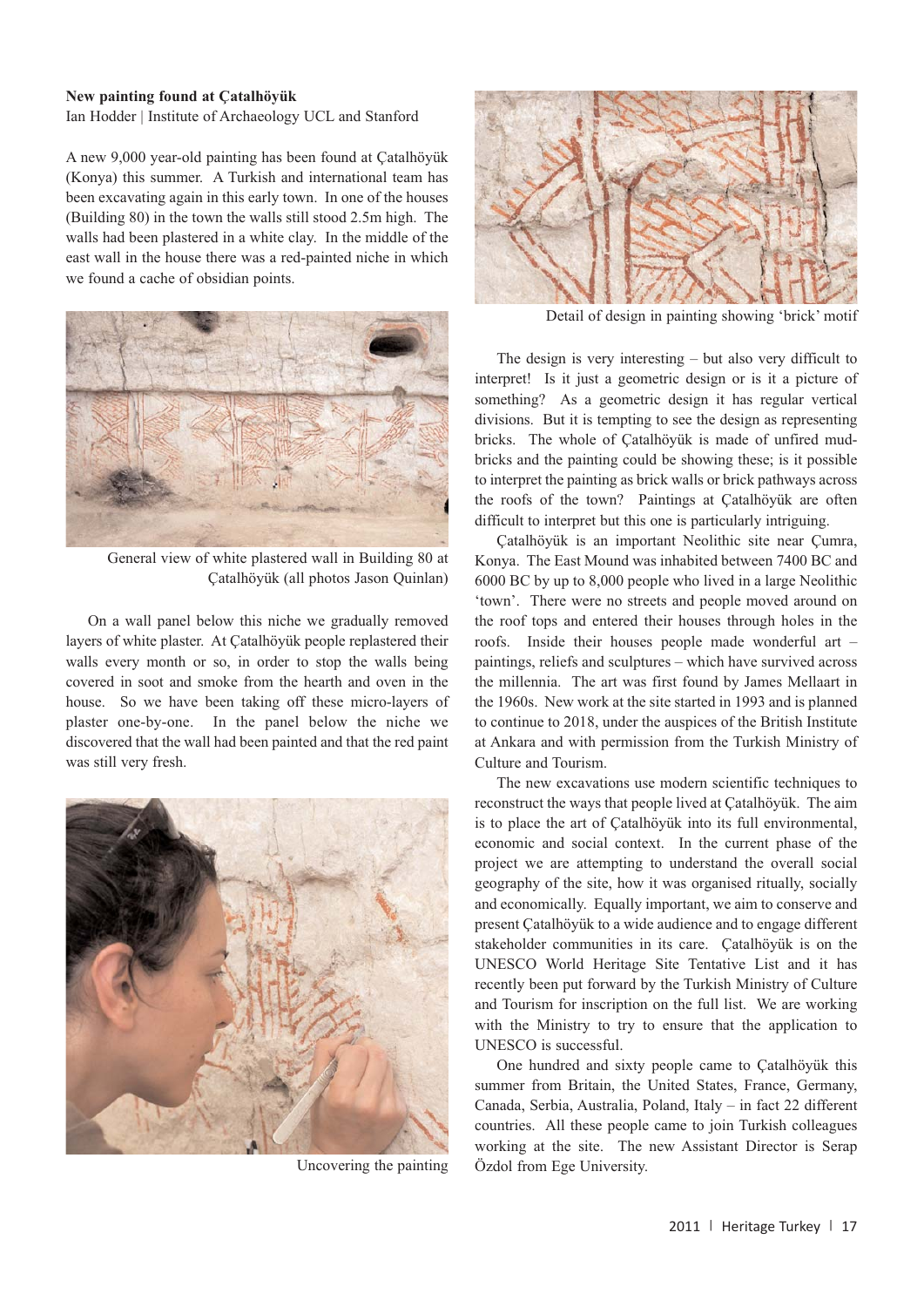**New painting found at Çatalhöyük**

Ian Hodder | Institute of Archaeology UCL and Stanford

A new 9,000 year-old painting has been found at Çatalhöyük (Konya) this summer. A Turkish and international team has been excavating again in this early town. In one of the houses (Building 80) in the town the walls still stood 2.5m high. The walls had been plastered in a white clay. In the middle of the east wall in the house there was a red-painted niche in which we found a cache of obsidian points.

General view of white plastered wall in Building 80 at Çatalhöyük (all photos Jason Quinlan)

On a wall panel below this niche we gradually removed layers of white plaster. At Çatalhöyük people replastered their walls every month or so, in order to stop the walls being covered in soot and smoke from the hearth and oven in the house. So we have been taking off these micro-layers of plaster one-by-one. In the panel below the niche we discovered that the wall had been painted and that the red paint was still very fresh.

Uncovering the painting

Detail of design in painting showing 'brick' motif

The design is very interesting – but also very difficult to interpret! Is it just a geometric design or is it a picture of something? As a geometric design it has regular vertical divisions. But it is tempting to see the design as representing bricks. The whole of Çatalhöyük is made of unfired mud-bricks and the painting could be showing these; is it possible to interpret the painting as brick walls or brick pathways across the roofs of the town? Paintings at Çatalhöyük are often difficult to interpret but this one is particularly intriguing.

Çatalhöyük is an important Neolithic site near Çumra, Konya. The East Mound was inhabited between 7400 BC and 6000 BC by up to 8,000 people who lived in a large Neolithic 'town'. There were no streets and people moved around on the roof tops and entered their houses through holes in the roofs. Inside their houses people made wonderful art – paintings, reliefs and sculptures – which have survived across the millennia. The art was first found by James Mellaart in the 1960s. New work at the site started in 1993 and is planned to continue to 2018, under the auspices of the British Institute at Ankara and with permission from the Turkish Ministry of Culture and Tourism.

The new excavations use modern scientific techniques to reconstruct the ways that people lived at Çatalhöyük. The aim is to place the art of Çatalhöyük into its full environmental, economic and social context. In the current phase of the project we are attempting to understand the overall social geography of the site, how it was organised ritually, socially and economically. Equally important, we aim to conserve and present Çatalhöyük to a wide audience and to engage different stakeholder communities in its care. Çatalhöyük is on the UNESCO World Heritage Site Tentative List and it has recently been put forward by the Turkish Ministry of Culture and Tourism for inscription on the full list. We are working with the Ministry to try to ensure that the application to UNESCO is successful.

One hundred and sixty people came to Çatalhöyük this summer from Britain, the United States, France, Germany, Canada, Serbia, Australia, Poland, Italy – in fact 22 different countries. All these people came to join Turkish colleagues working at the site. The new Assistant Director is Serap Özdol from Ege University.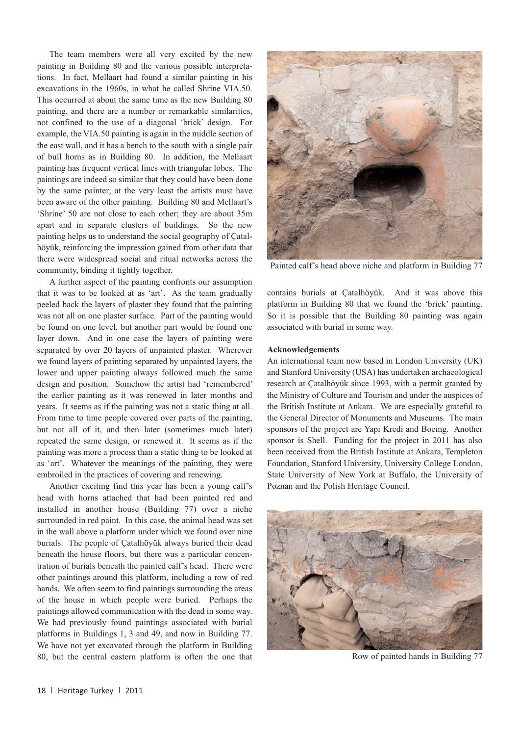The team members were all very excited by the new painting in Building 80 and the various possible interpretations. In fact, Mellaart had found a similar painting in his excavations in the 1960s, in what he called Shrine VIA.50. This occurred at about the same time as the new Building 80 painting, and there are a number or remarkable similarities, not confined to the use of a diagonal 'brick' design. For example, the VIA.50 painting is again in the middle section of the east wall, and it has a bench to the south with a single pair of bull horns as in Building 80. In addition, the Mellaart painting has frequent vertical lines with triangular lobes. The paintings are indeed so similar that they could have been done by the same painter; at the very least the artists must have been aware of the other painting. Building 80 and Mellaart's 'Shrine' 50 are not close to each other; they are about 35m apart and in separate clusters of buildings. So the new painting helps us to understand the social geography of Çatalhöyük, reinforcing the impression gained from other data that there were widespread social and ritual networks across the community, binding it tightly together.

A further aspect of the painting confronts our assumption that it was to be looked at as 'art'. As the team gradually peeled back the layers of plaster they found that the painting was not all on one plaster surface. Part of the painting would be found on one level, but another part would be found one layer down. And in one case the layers of painting were separated by over 20 layers of unpainted plaster. Wherever we found layers of painting separated by unpainted layers, the lower and upper painting always followed much the same design and position. Somehow the artist had 'remembered' the earlier painting as it was renewed in later months and years. It seems as if the painting was not a static thing at all. From time to time people covered over parts of the painting, but not all of it, and then later (sometimes much later) repeated the same design, or renewed it. It seems as if the painting was more a process than a static thing to be looked at as 'art'. Whatever the meanings of the painting, they were embroiled in the practices of covering and renewing.

Another exciting find this year has been a young calf's head with horns attached that had been painted red and installed in another house (Building 77) over a niche surrounded in red paint. In this case, the animal head was set in the wall above a platform under which we found over nine burials. The people of Çatalhöyük always buried their dead beneath the house floors, but there was a particular concentration of burials beneath the painted calf's head. There were other paintings around this platform, including a row of red hands. We often seem to find paintings surrounding the areas of the house in which people were buried. Perhaps the paintings allowed communication with the dead in some way. We had previously found paintings associated with burial platforms in Buildings 1, 3 and 49, and now in Building 77. We have not yet excavated through the platform in Building 80, but the central eastern platform is often the one that contains burials at Çatalhöyük. And it was above this platform in Building 80 that we found the 'brick' painting. So it is possible that the Building 80 painting was again associated with burial in some way.

Painted calf's head above niche and platform in Building 77

### Acknowledgements

An international team now based in London University (UK) and Stanford University (USA) has undertaken archaeological research at Çatalhöyük since 1993, with a permit granted by the Ministry of Culture and Tourism and under the auspices of the British Institute at Ankara. We are especially grateful to the General Director of Monuments and Museums. The main sponsors of the project are Yapı Kredi and Boeing. Another sponsor is Shell. Funding for the project in 2011 has also been received from the British Institute at Ankara, Templeton Foundation, Stanford University, University College London, State University of New York at Buffalo, the University of Poznan and the Polish Heritage Council.

Row of painted hands in Building 77